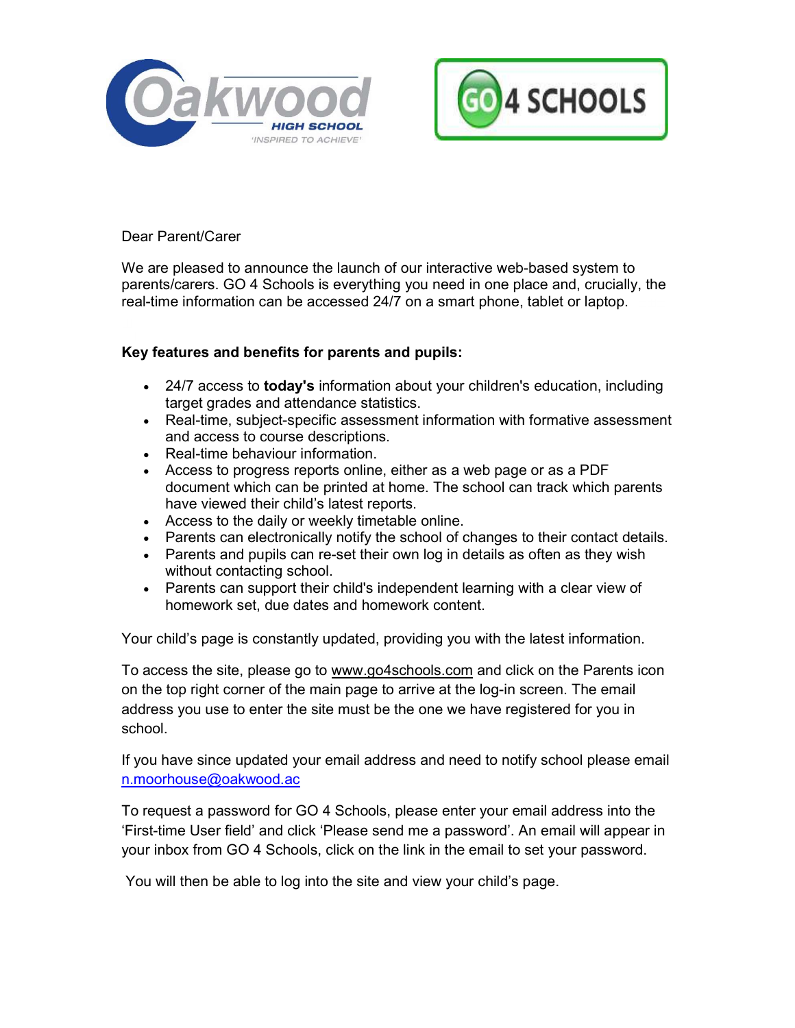Dear Parent/Carer

We are pleased to announce the launch of our interactive web-based system to parents/carers. GO 4 Schools is everything you need in one place and, crucially, the real-time information can be accessed 24/7 on a smart phone, tablet or laptop.

**Key features and benefits for parents and pupils:**

- 24/7 access to **today's** information about your children's education, including target grades and attendance statistics.
- Real-time, subject-specific assessment information with formative assessment and access to course descriptions.
- Real-time behaviour information.
- Access to progress reports online, either as a web page or as a PDF document which can be printed at home. The school can track which parents have viewed their child's latest reports.
- Access to the daily or weekly timetable online.
- Parents can electronically notify the school of changes to their contact details.
- Parents and pupils can re-set their own log in details as often as they wish without contacting school.
- Parents can support their child's independent learning with a clear view of homework set, due dates and homework content.

Your child's page is constantly updated, providing you with the latest information.

To access the site, please go to www.go4schools.com and click on the Parents icon on the top right corner of the main page to arrive at the log-in screen. The email address you use to enter the site must be the one we have registered for you in school.

If you have since updated your email address and need to notify school please email n.moorhouse@oakwood.ac

To request a password for GO 4 Schools, please enter your email address into the 'First-time User field' and click 'Please send me a password'. An email will appear in your inbox from GO 4 Schools, click on the link in the email to set your password.

You will then be able to log into the site and view your child's page.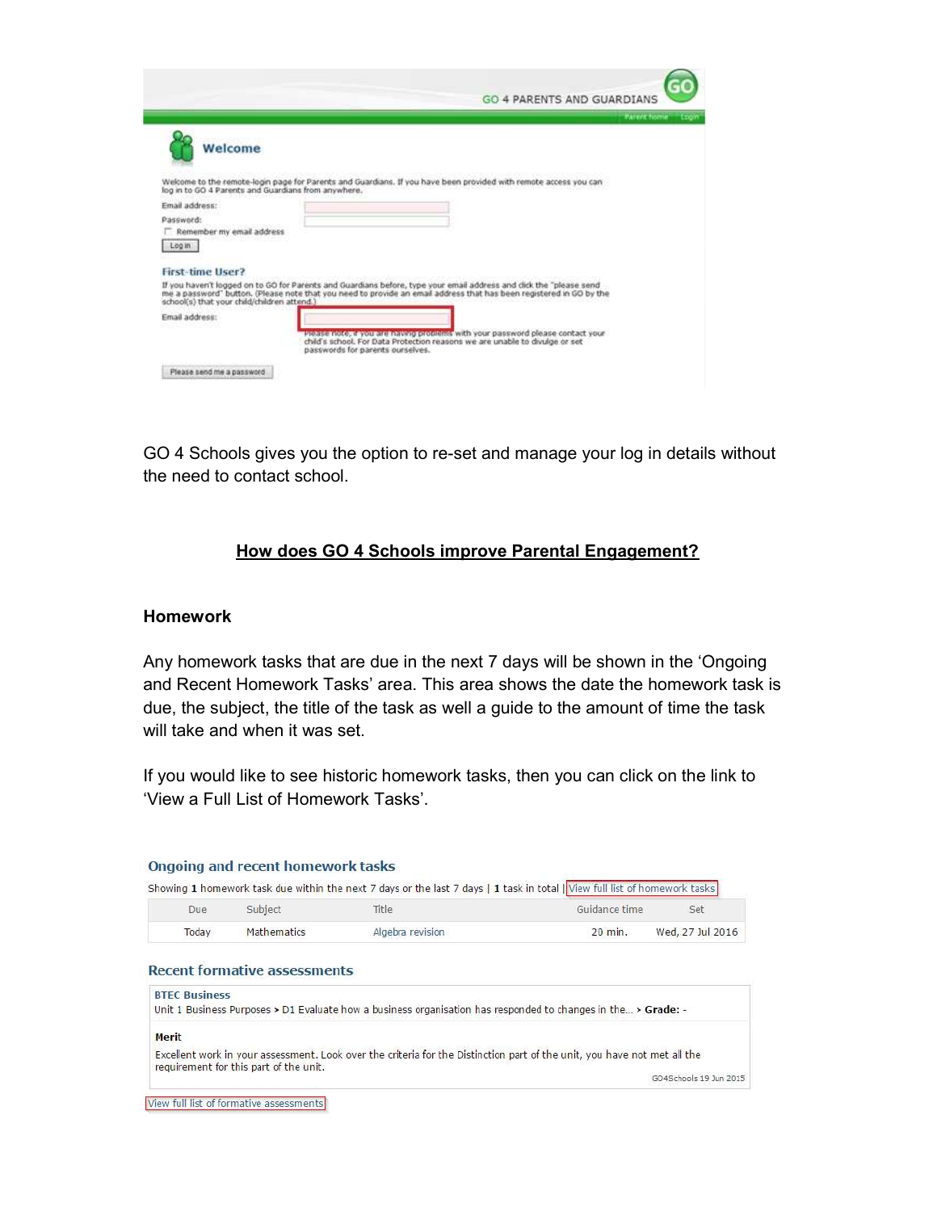GO 4 PARENTS AND GUARDIANS

Parent home | Login

**Welcome**

Welcome to the remote-login page for Parents and Guardians. If you have been provided with remote access you can log in to GO 4 Parents and Guardians from anywhere.

Email address:

Password:

Remember my email address

Log in

**First-time User?**

If you haven't logged on to GO for Parents and Guardians before, type your email address and click the "please send me a password" button. (Please note that you need to provide an email address that has been registered in GO by the school(s) that your child/children attend.)

Email address:

Please note, if you are having problems with your password please contact your child's school. For Data Protection reasons we are unable to divulge or set passwords for parents ourselves.

Please send me a password

GO 4 Schools gives you the option to re-set and manage your log in details without the need to contact school.

## How does GO 4 Schools improve Parental Engagement?

### Homework

Any homework tasks that are due in the next 7 days will be shown in the 'Ongoing and Recent Homework Tasks' area. This area shows the date the homework task is due, the subject, the title of the task as well a guide to the amount of time the task will take and when it was set.

If you would like to see historic homework tasks, then you can click on the link to 'View a Full List of Homework Tasks'.

**Ongoing and recent homework tasks**

Showing 1 homework task due within the next 7 days or the last 7 days | 1 task in total | View full list of homework tasks

| Due | Subject | Title | Guidance time | Set |
|---|---|---|---|---|
| Today | Mathematics | Algebra revision | 20 min. | Wed, 27 Jul 2016 |

**Recent formative assessments**

**BTEC Business**
Unit 1 Business Purposes > D1 Evaluate how a business organisation has responded to changes in the... > **Grade:** -

**Merit**

Excellent work in your assessment. Look over the criteria for the Distinction part of the unit, you have not met all the requirement for this part of the unit.

GO4Schools 19 Jun 2015

View full list of formative assessments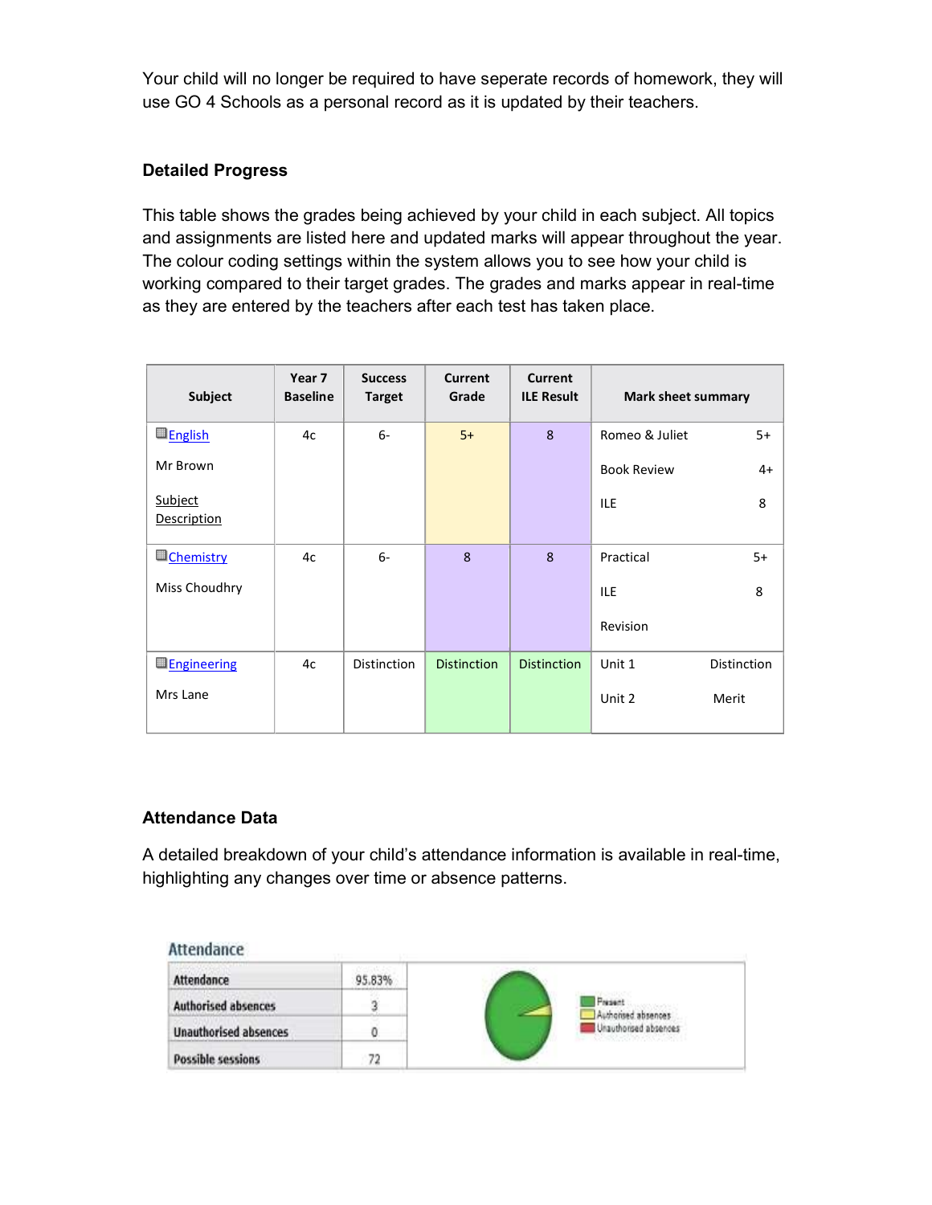Your child will no longer be required to have seperate records of homework, they will use GO 4 Schools as a personal record as it is updated by their teachers.

### Detailed Progress

This table shows the grades being achieved by your child in each subject. All topics and assignments are listed here and updated marks will appear throughout the year. The colour coding settings within the system allows you to see how your child is working compared to their target grades. The grades and marks appear in real-time as they are entered by the teachers after each test has taken place.

| Subject | Year 7 Baseline | Success Target | Current Grade | Current ILE Result | Mark sheet summary |
|---|---|---|---|---|---|
| English<br>Mr Brown<br>Subject Description | 4c | 6- | 5+ | 8 | Romeo & Juliet 5+<br>Book Review 4+<br>ILE 8 |
| Chemistry<br>Miss Choudhry | 4c | 6- | 8 | 8 | Practical 5+<br>ILE 8<br>Revision |
| Engineering<br>Mrs Lane | 4c | Distinction | Distinction | Distinction | Unit 1 Distinction<br>Unit 2 Merit |

### Attendance Data

A detailed breakdown of your child's attendance information is available in real-time, highlighting any changes over time or absence patterns.

**Attendance**

| Attendance | 95.83% |
|---|---|
| Authorised absences | 3 |
| Unauthorised absences | 0 |
| Possible sessions | 72 |

Present
Authorised absences
Unauthorised absences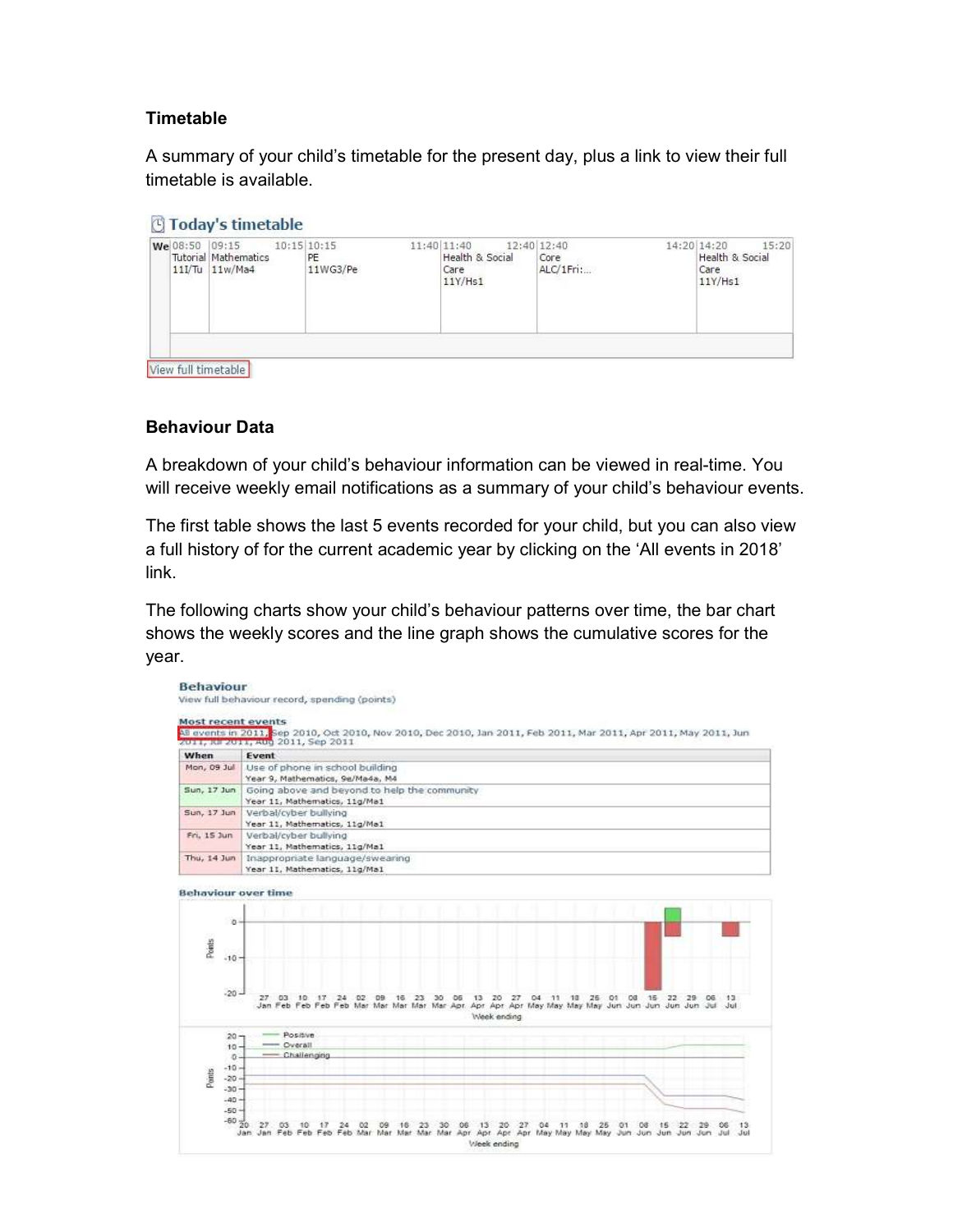### Timetable

A summary of your child's timetable for the present day, plus a link to view their full timetable is available.

### Behaviour Data

A breakdown of your child's behaviour information can be viewed in real-time. You will receive weekly email notifications as a summary of your child's behaviour events.

The first table shows the last 5 events recorded for your child, but you can also view a full history of for the current academic year by clicking on the 'All events in 2018' link.

The following charts show your child's behaviour patterns over time, the bar chart shows the weekly scores and the line graph shows the cumulative scores for the year.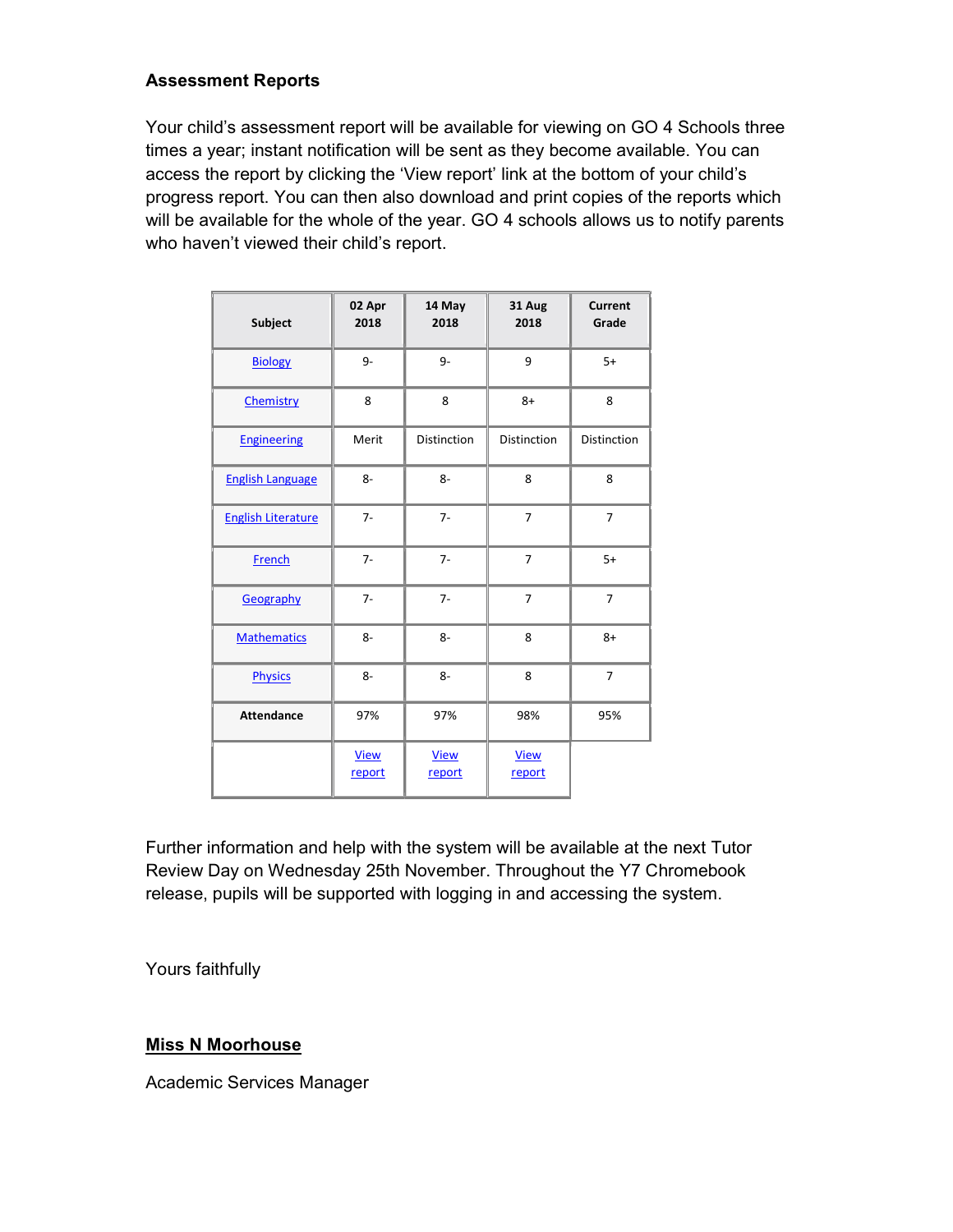**Assessment Reports**

Your child's assessment report will be available for viewing on GO 4 Schools three times a year; instant notification will be sent as they become available. You can access the report by clicking the 'View report' link at the bottom of your child's progress report. You can then also download and print copies of the reports which will be available for the whole of the year. GO 4 schools allows us to notify parents who haven't viewed their child's report.

| Subject | 02 Apr 2018 | 14 May 2018 | 31 Aug 2018 | Current Grade |
|---|---|---|---|---|
| Biology | 9- | 9- | 9 | 5+ |
| Chemistry | 8 | 8 | 8+ | 8 |
| Engineering | Merit | Distinction | Distinction | Distinction |
| English Language | 8- | 8- | 8 | 8 |
| English Literature | 7- | 7- | 7 | 7 |
| French | 7- | 7- | 7 | 5+ |
| Geography | 7- | 7- | 7 | 7 |
| Mathematics | 8- | 8- | 8 | 8+ |
| Physics | 8- | 8- | 8 | 7 |
| **Attendance** | 97% | 97% | 98% | 95% |
| | View report | View report | View report | |

Further information and help with the system will be available at the next Tutor Review Day on Wednesday 25th November. Throughout the Y7 Chromebook release, pupils will be supported with logging in and accessing the system.

Yours faithfully

**Miss N Moorhouse**

Academic Services Manager